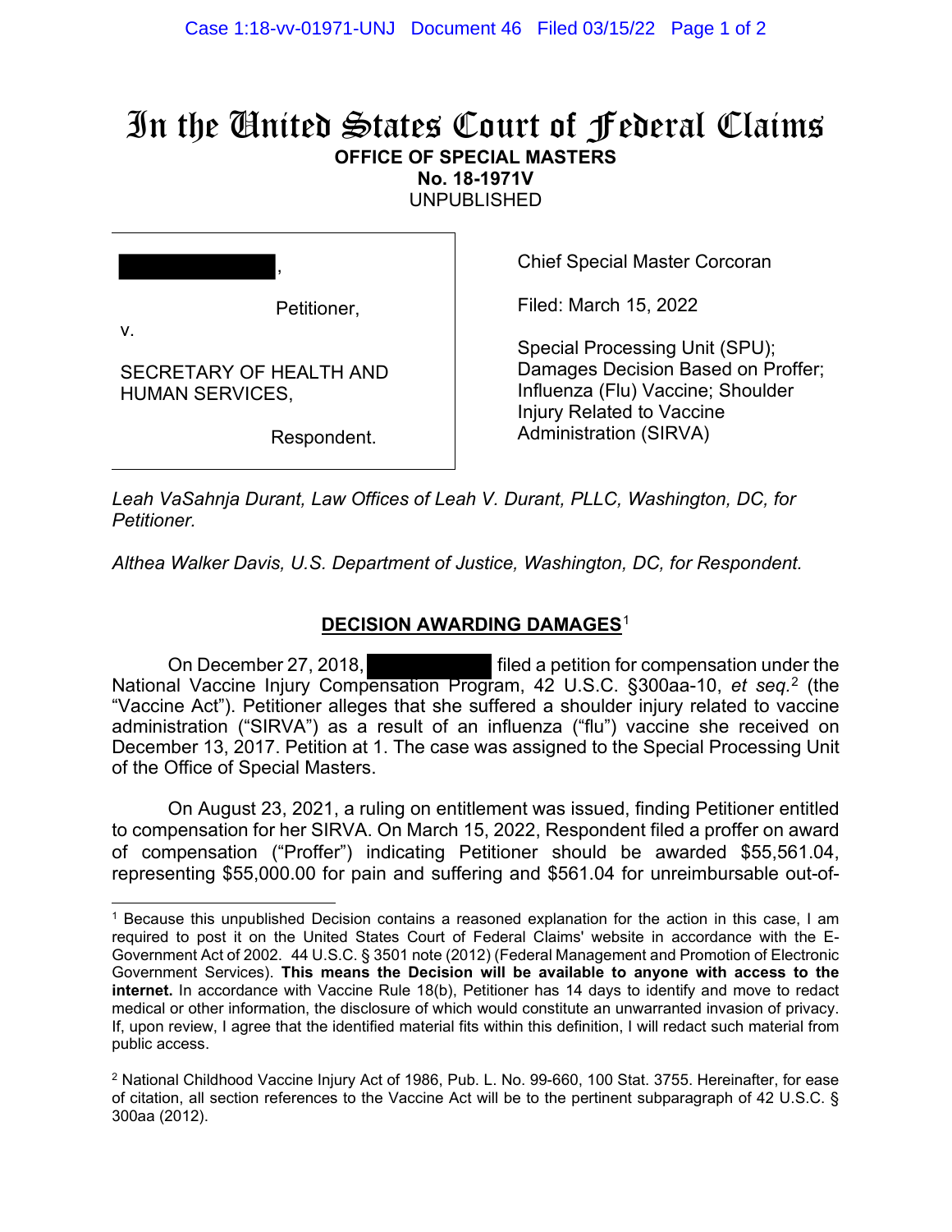# In the United States Court of Federal Claims

**OFFICE OF SPECIAL MASTERS**
**No. 18-1971V**
UNPUBLISHED

| | |
|---|---|
| [REDACTED], Petitioner, v. SECRETARY OF HEALTH AND HUMAN SERVICES, Respondent. | Chief Special Master Corcoran<br><br>Filed: March 15, 2022<br><br>Special Processing Unit (SPU); Damages Decision Based on Proffer; Influenza (Flu) Vaccine; Shoulder Injury Related to Vaccine Administration (SIRVA) |

*Leah VaSahnja Durant, Law Offices of Leah V. Durant, PLLC, Washington, DC, for Petitioner.*

*Althea Walker Davis, U.S. Department of Justice, Washington, DC, for Respondent.*

## DECISION AWARDING DAMAGES[1]

On December 27, 2018, [REDACTED] filed a petition for compensation under the National Vaccine Injury Compensation Program, 42 U.S.C. §300aa-10, *et seq.*[2] (the "Vaccine Act"). Petitioner alleges that she suffered a shoulder injury related to vaccine administration ("SIRVA") as a result of an influenza ("flu") vaccine she received on December 13, 2017. Petition at 1. The case was assigned to the Special Processing Unit of the Office of Special Masters.

On August 23, 2021, a ruling on entitlement was issued, finding Petitioner entitled to compensation for her SIRVA. On March 15, 2022, Respondent filed a proffer on award of compensation ("Proffer") indicating Petitioner should be awarded $55,561.04, representing $55,000.00 for pain and suffering and $561.04 for unreimbursable out-of-

---

[1] Because this unpublished Decision contains a reasoned explanation for the action in this case, I am required to post it on the United States Court of Federal Claims' website in accordance with the E-Government Act of 2002. 44 U.S.C. § 3501 note (2012) (Federal Management and Promotion of Electronic Government Services). **This means the Decision will be available to anyone with access to the internet.** In accordance with Vaccine Rule 18(b), Petitioner has 14 days to identify and move to redact medical or other information, the disclosure of which would constitute an unwarranted invasion of privacy. If, upon review, I agree that the identified material fits within this definition, I will redact such material from public access.

[2] National Childhood Vaccine Injury Act of 1986, Pub. L. No. 99-660, 100 Stat. 3755. Hereinafter, for ease of citation, all section references to the Vaccine Act will be to the pertinent subparagraph of 42 U.S.C. § 300aa (2012).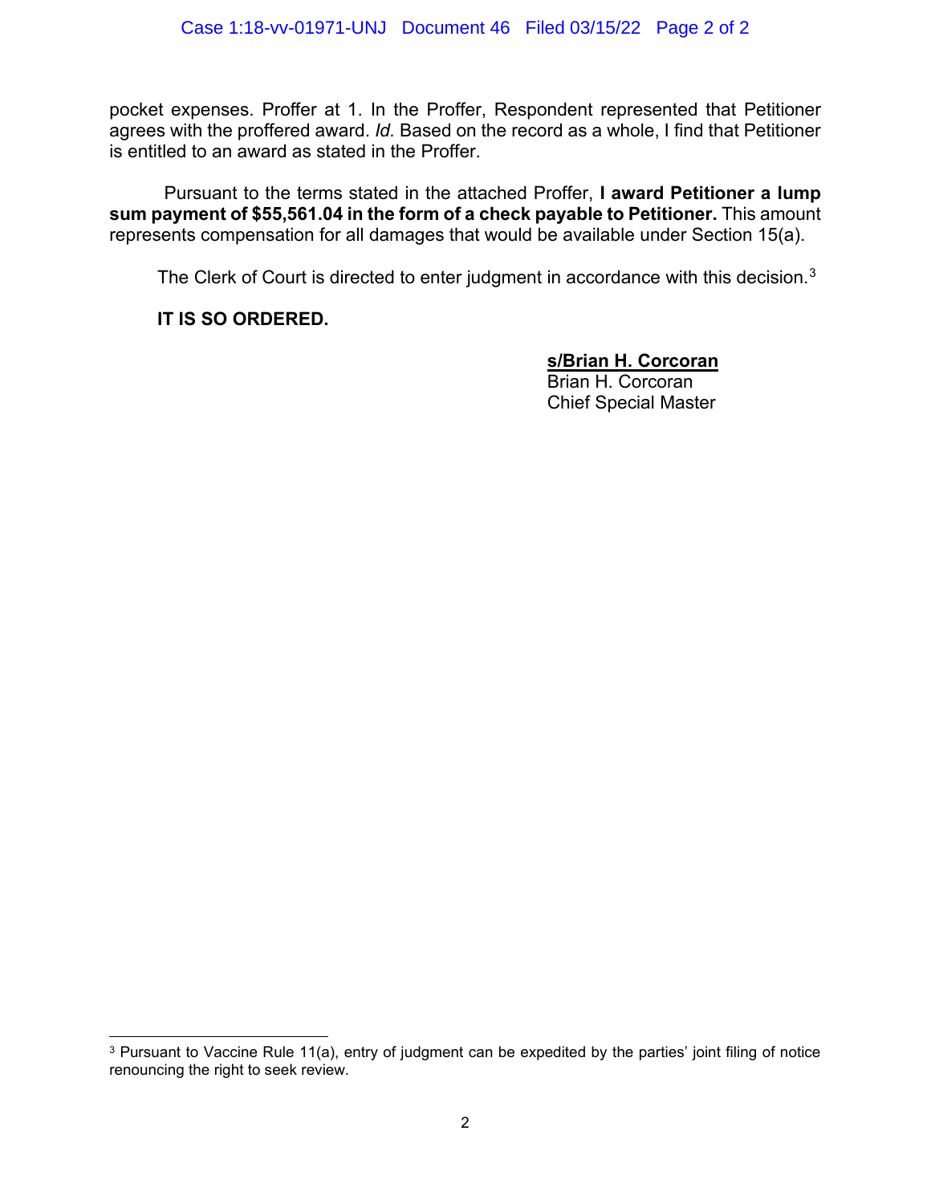pocket expenses. Proffer at 1. In the Proffer, Respondent represented that Petitioner agrees with the proffered award. *Id.* Based on the record as a whole, I find that Petitioner is entitled to an award as stated in the Proffer.

Pursuant to the terms stated in the attached Proffer, **I award Petitioner a lump sum payment of $55,561.04 in the form of a check payable to Petitioner.** This amount represents compensation for all damages that would be available under Section 15(a).

The Clerk of Court is directed to enter judgment in accordance with this decision.[3]

**IT IS SO ORDERED.**

**s/Brian H. Corcoran**
Brian H. Corcoran
Chief Special Master

---

[3] Pursuant to Vaccine Rule 11(a), entry of judgment can be expedited by the parties' joint filing of notice renouncing the right to seek review.